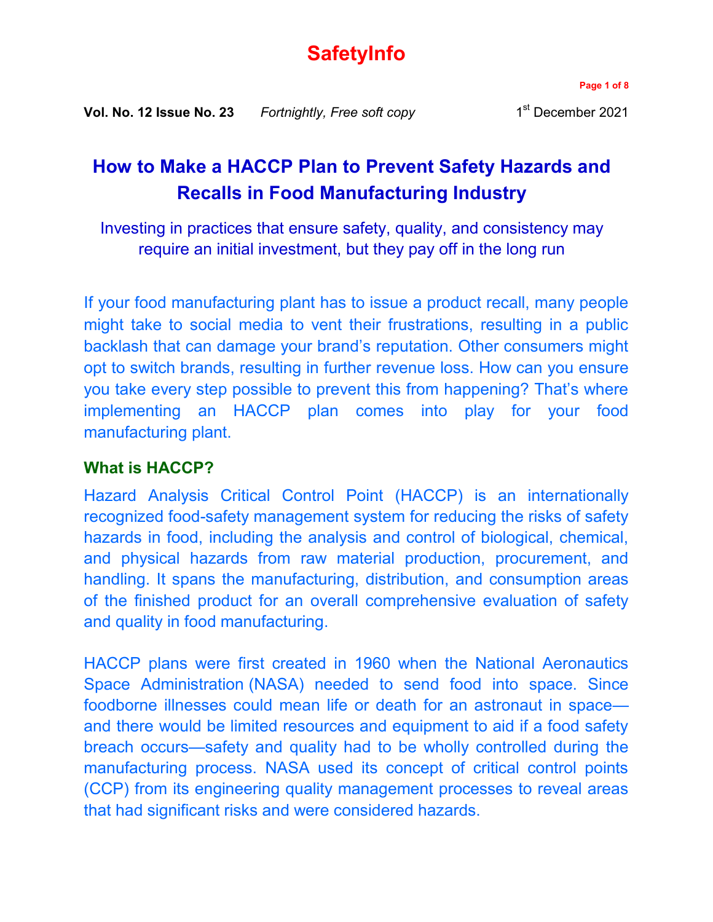# SafetyInfo

**Vol. No. 12 Issue No. 23** *Fortnightly, Free soft copy* 1st December 2021

## How to Make a HACCP Plan to Prevent Safety Hazards and Recalls in Food Manufacturing Industry

Investing in practices that ensure safety, quality, and consistency may require an initial investment, but they pay off in the long run

If your food manufacturing plant has to issue a product recall, many people might take to social media to vent their frustrations, resulting in a public backlash that can damage your brand's reputation. Other consumers might opt to switch brands, resulting in further revenue loss. How can you ensure you take every step possible to prevent this from happening? That's where implementing an HACCP plan comes into play for your food manufacturing plant.

### What is HACCP?

Hazard Analysis Critical Control Point (HACCP) is an internationally recognized food-safety management system for reducing the risks of safety hazards in food, including the analysis and control of biological, chemical, and physical hazards from raw material production, procurement, and handling. It spans the manufacturing, distribution, and consumption areas of the finished product for an overall comprehensive evaluation of safety and quality in food manufacturing.

HACCP plans were first created in 1960 when the National Aeronautics Space Administration (NASA) needed to send food into space. Since foodborne illnesses could mean life or death for an astronaut in space—and there would be limited resources and equipment to aid if a food safety breach occurs—safety and quality had to be wholly controlled during the manufacturing process. NASA used its concept of critical control points (CCP) from its engineering quality management processes to reveal areas that had significant risks and were considered hazards.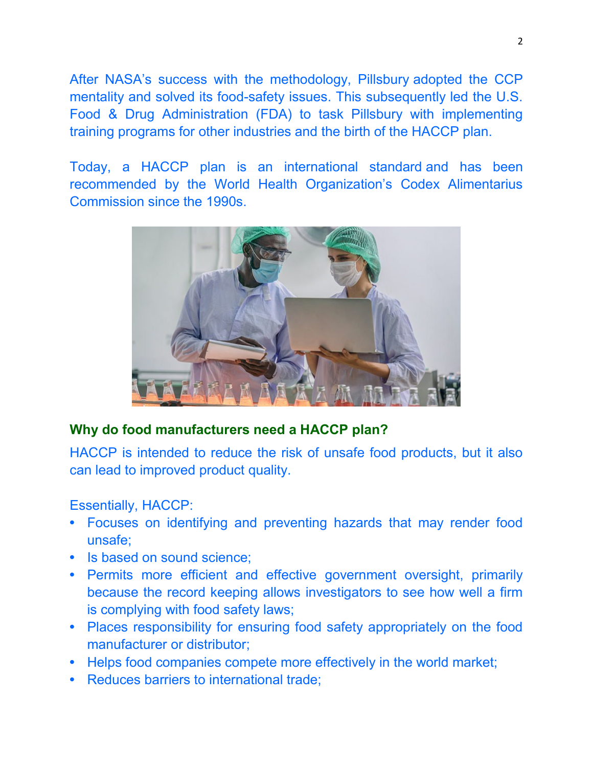After NASA's success with the methodology, Pillsbury adopted the CCP mentality and solved its food-safety issues. This subsequently led the U.S. Food & Drug Administration (FDA) to task Pillsbury with implementing training programs for other industries and the birth of the HACCP plan.

Today, a HACCP plan is an international standard and has been recommended by the World Health Organization's Codex Alimentarius Commission since the 1990s.

## Why do food manufacturers need a HACCP plan?

HACCP is intended to reduce the risk of unsafe food products, but it also can lead to improved product quality.

Essentially, HACCP:

- Focuses on identifying and preventing hazards that may render food unsafe;
- Is based on sound science;
- Permits more efficient and effective government oversight, primarily because the record keeping allows investigators to see how well a firm is complying with food safety laws;
- Places responsibility for ensuring food safety appropriately on the food manufacturer or distributor;
- Helps food companies compete more effectively in the world market;
- Reduces barriers to international trade;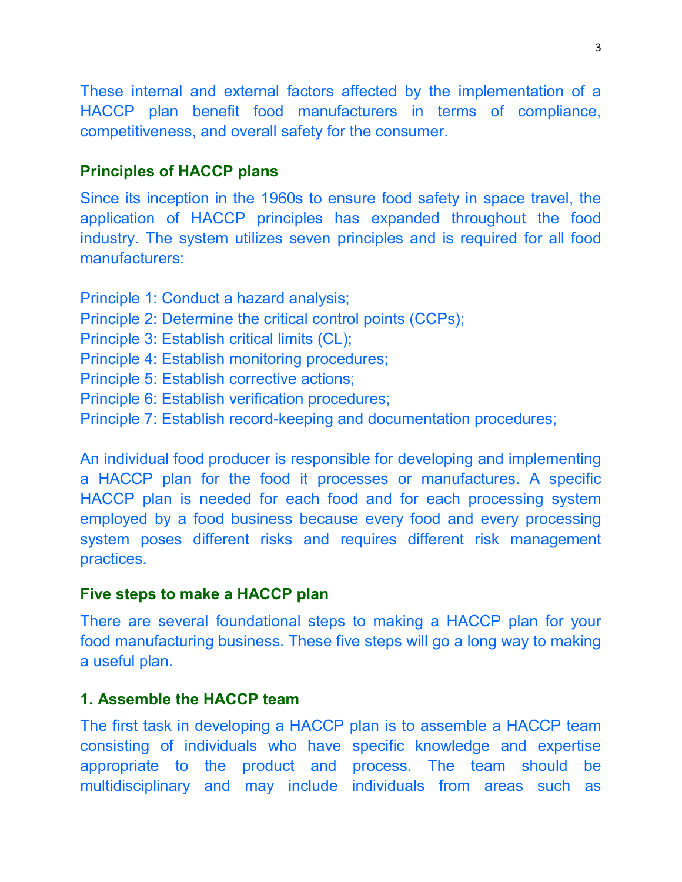These internal and external factors affected by the implementation of a HACCP plan benefit food manufacturers in terms of compliance, competitiveness, and overall safety for the consumer.

## Principles of HACCP plans

Since its inception in the 1960s to ensure food safety in space travel, the application of HACCP principles has expanded throughout the food industry. The system utilizes seven principles and is required for all food manufacturers:

Principle 1: Conduct a hazard analysis;
Principle 2: Determine the critical control points (CCPs);
Principle 3: Establish critical limits (CL);
Principle 4: Establish monitoring procedures;
Principle 5: Establish corrective actions;
Principle 6: Establish verification procedures;
Principle 7: Establish record-keeping and documentation procedures;

An individual food producer is responsible for developing and implementing a HACCP plan for the food it processes or manufactures. A specific HACCP plan is needed for each food and for each processing system employed by a food business because every food and every processing system poses different risks and requires different risk management practices.

## Five steps to make a HACCP plan

There are several foundational steps to making a HACCP plan for your food manufacturing business. These five steps will go a long way to making a useful plan.

### 1. Assemble the HACCP team

The first task in developing a HACCP plan is to assemble a HACCP team consisting of individuals who have specific knowledge and expertise appropriate to the product and process. The team should be multidisciplinary and may include individuals from areas such as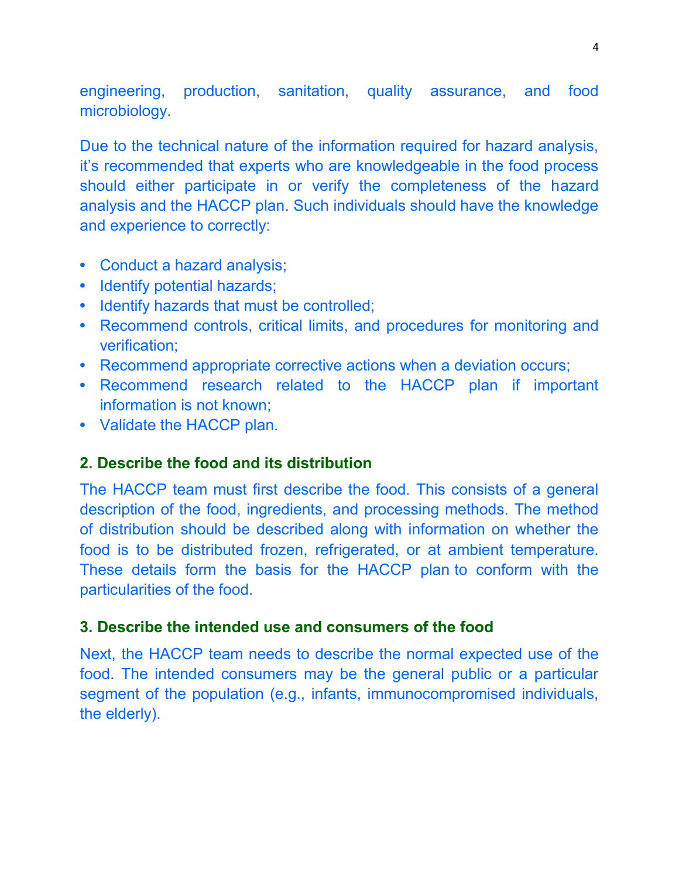engineering, production, sanitation, quality assurance, and food microbiology.

Due to the technical nature of the information required for hazard analysis, it's recommended that experts who are knowledgeable in the food process should either participate in or verify the completeness of the hazard analysis and the HACCP plan. Such individuals should have the knowledge and experience to correctly:

- Conduct a hazard analysis;
- Identify potential hazards;
- Identify hazards that must be controlled;
- Recommend controls, critical limits, and procedures for monitoring and verification;
- Recommend appropriate corrective actions when a deviation occurs;
- Recommend research related to the HACCP plan if important information is not known;
- Validate the HACCP plan.

### 2. Describe the food and its distribution

The HACCP team must first describe the food. This consists of a general description of the food, ingredients, and processing methods. The method of distribution should be described along with information on whether the food is to be distributed frozen, refrigerated, or at ambient temperature. These details form the basis for the HACCP plan to conform with the particularities of the food.

### 3. Describe the intended use and consumers of the food

Next, the HACCP team needs to describe the normal expected use of the food. The intended consumers may be the general public or a particular segment of the population (e.g., infants, immunocompromised individuals, the elderly).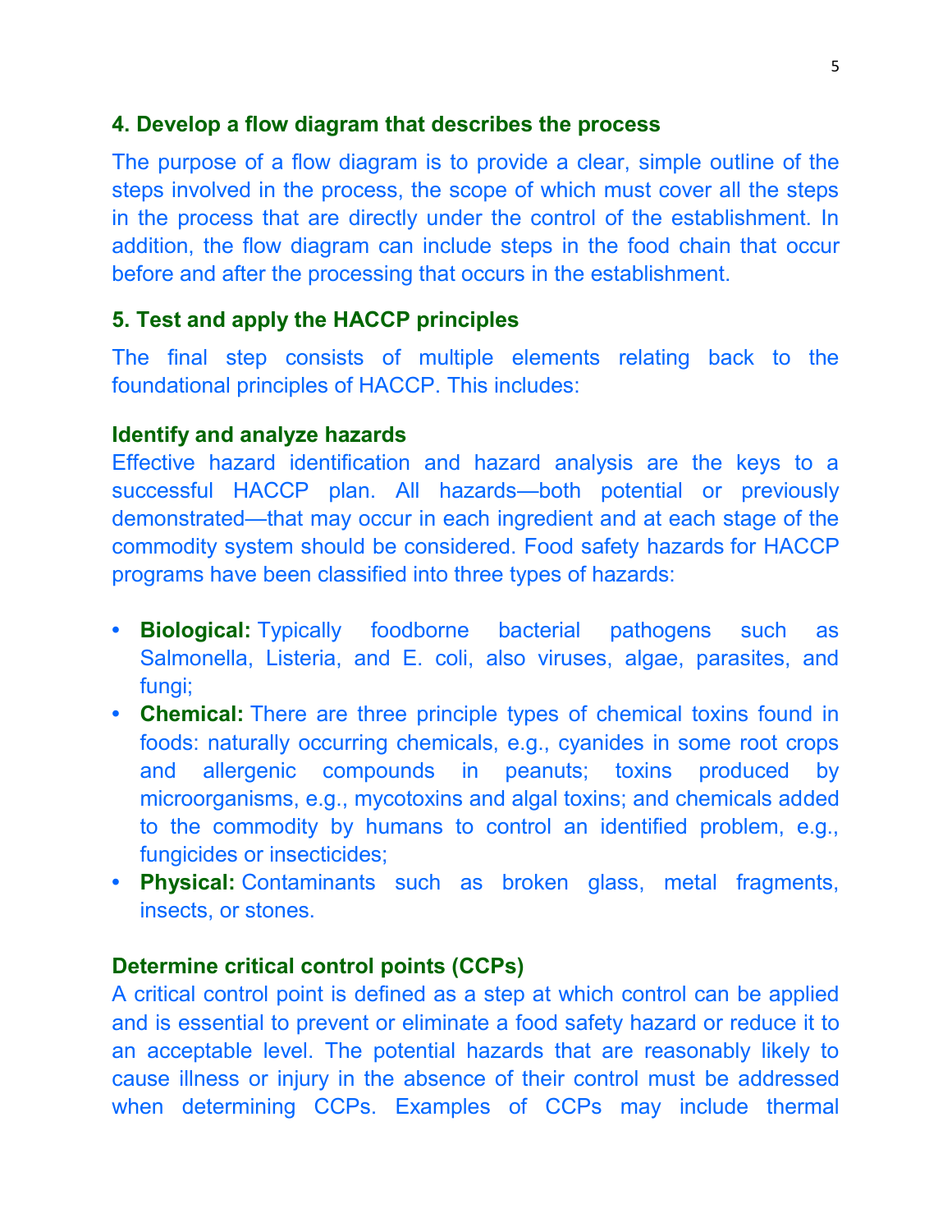### 4. Develop a flow diagram that describes the process

The purpose of a flow diagram is to provide a clear, simple outline of the steps involved in the process, the scope of which must cover all the steps in the process that are directly under the control of the establishment. In addition, the flow diagram can include steps in the food chain that occur before and after the processing that occurs in the establishment.

### 5. Test and apply the HACCP principles

The final step consists of multiple elements relating back to the foundational principles of HACCP. This includes:

#### Identify and analyze hazards

Effective hazard identification and hazard analysis are the keys to a successful HACCP plan. All hazards—both potential or previously demonstrated—that may occur in each ingredient and at each stage of the commodity system should be considered. Food safety hazards for HACCP programs have been classified into three types of hazards:

- **Biological:** Typically foodborne bacterial pathogens such as Salmonella, Listeria, and E. coli, also viruses, algae, parasites, and fungi;
- **Chemical:** There are three principle types of chemical toxins found in foods: naturally occurring chemicals, e.g., cyanides in some root crops and allergenic compounds in peanuts; toxins produced by microorganisms, e.g., mycotoxins and algal toxins; and chemicals added to the commodity by humans to control an identified problem, e.g., fungicides or insecticides;
- **Physical:** Contaminants such as broken glass, metal fragments, insects, or stones.

#### Determine critical control points (CCPs)

A critical control point is defined as a step at which control can be applied and is essential to prevent or eliminate a food safety hazard or reduce it to an acceptable level. The potential hazards that are reasonably likely to cause illness or injury in the absence of their control must be addressed when determining CCPs. Examples of CCPs may include thermal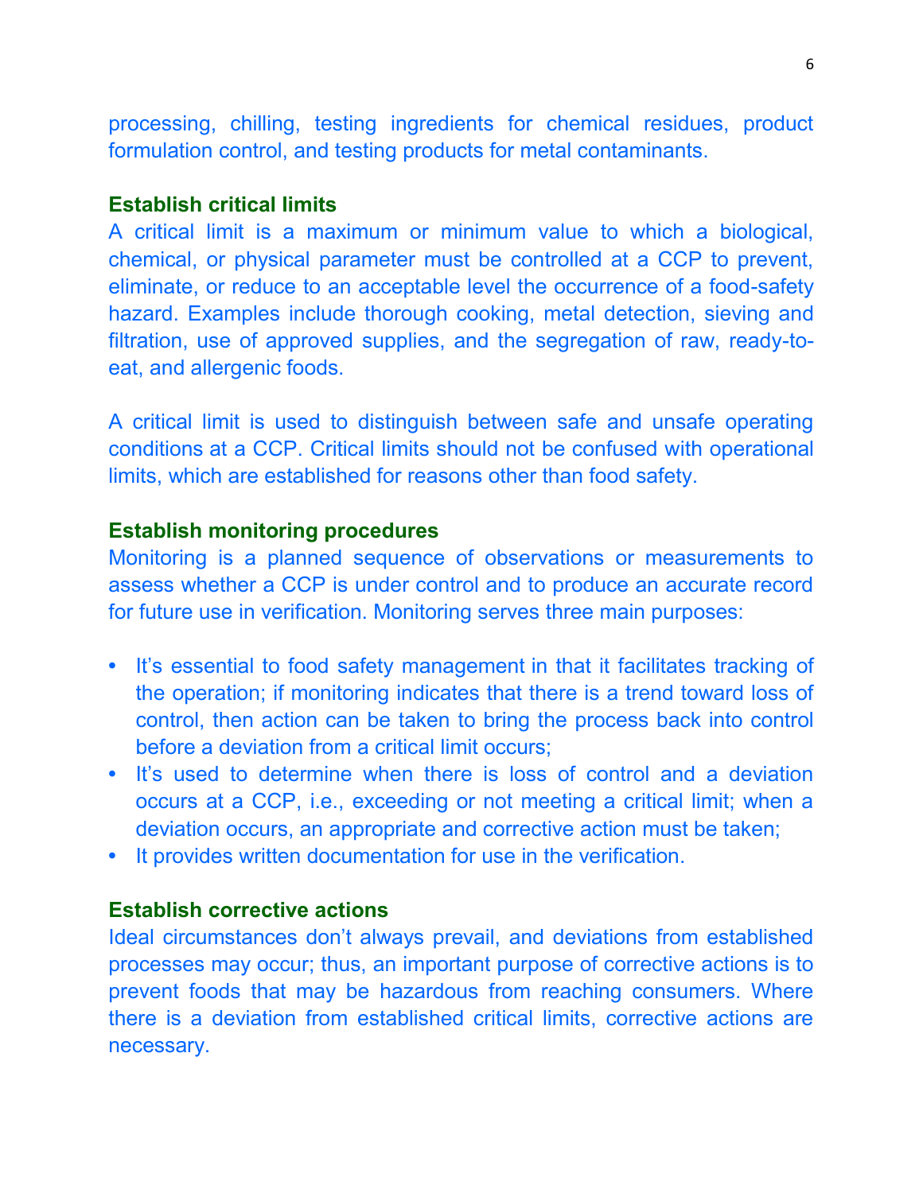processing, chilling, testing ingredients for chemical residues, product formulation control, and testing products for metal contaminants.

### Establish critical limits

A critical limit is a maximum or minimum value to which a biological, chemical, or physical parameter must be controlled at a CCP to prevent, eliminate, or reduce to an acceptable level the occurrence of a food-safety hazard. Examples include thorough cooking, metal detection, sieving and filtration, use of approved supplies, and the segregation of raw, ready-to-eat, and allergenic foods.

A critical limit is used to distinguish between safe and unsafe operating conditions at a CCP. Critical limits should not be confused with operational limits, which are established for reasons other than food safety.

### Establish monitoring procedures

Monitoring is a planned sequence of observations or measurements to assess whether a CCP is under control and to produce an accurate record for future use in verification. Monitoring serves three main purposes:

- It's essential to food safety management in that it facilitates tracking of the operation; if monitoring indicates that there is a trend toward loss of control, then action can be taken to bring the process back into control before a deviation from a critical limit occurs;
- It's used to determine when there is loss of control and a deviation occurs at a CCP, i.e., exceeding or not meeting a critical limit; when a deviation occurs, an appropriate and corrective action must be taken;
- It provides written documentation for use in the verification.

### Establish corrective actions

Ideal circumstances don't always prevail, and deviations from established processes may occur; thus, an important purpose of corrective actions is to prevent foods that may be hazardous from reaching consumers. Where there is a deviation from established critical limits, corrective actions are necessary.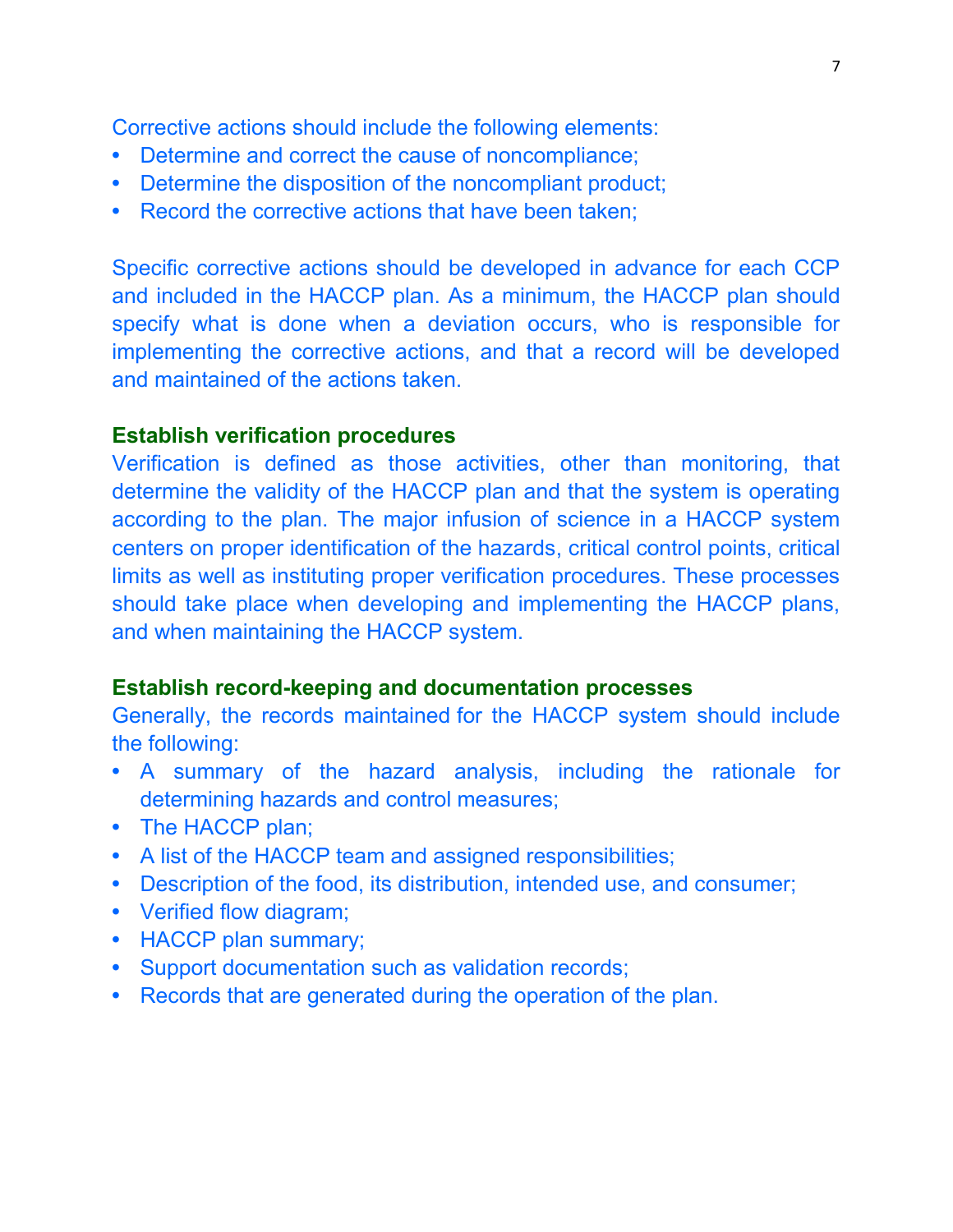Corrective actions should include the following elements:

- Determine and correct the cause of noncompliance;
- Determine the disposition of the noncompliant product;
- Record the corrective actions that have been taken;

Specific corrective actions should be developed in advance for each CCP and included in the HACCP plan. As a minimum, the HACCP plan should specify what is done when a deviation occurs, who is responsible for implementing the corrective actions, and that a record will be developed and maintained of the actions taken.

**Establish verification procedures**

Verification is defined as those activities, other than monitoring, that determine the validity of the HACCP plan and that the system is operating according to the plan. The major infusion of science in a HACCP system centers on proper identification of the hazards, critical control points, critical limits as well as instituting proper verification procedures. These processes should take place when developing and implementing the HACCP plans, and when maintaining the HACCP system.

**Establish record-keeping and documentation processes**

Generally, the records maintained for the HACCP system should include the following:

- A summary of the hazard analysis, including the rationale for determining hazards and control measures;
- The HACCP plan;
- A list of the HACCP team and assigned responsibilities;
- Description of the food, its distribution, intended use, and consumer;
- Verified flow diagram;
- HACCP plan summary;
- Support documentation such as validation records;
- Records that are generated during the operation of the plan.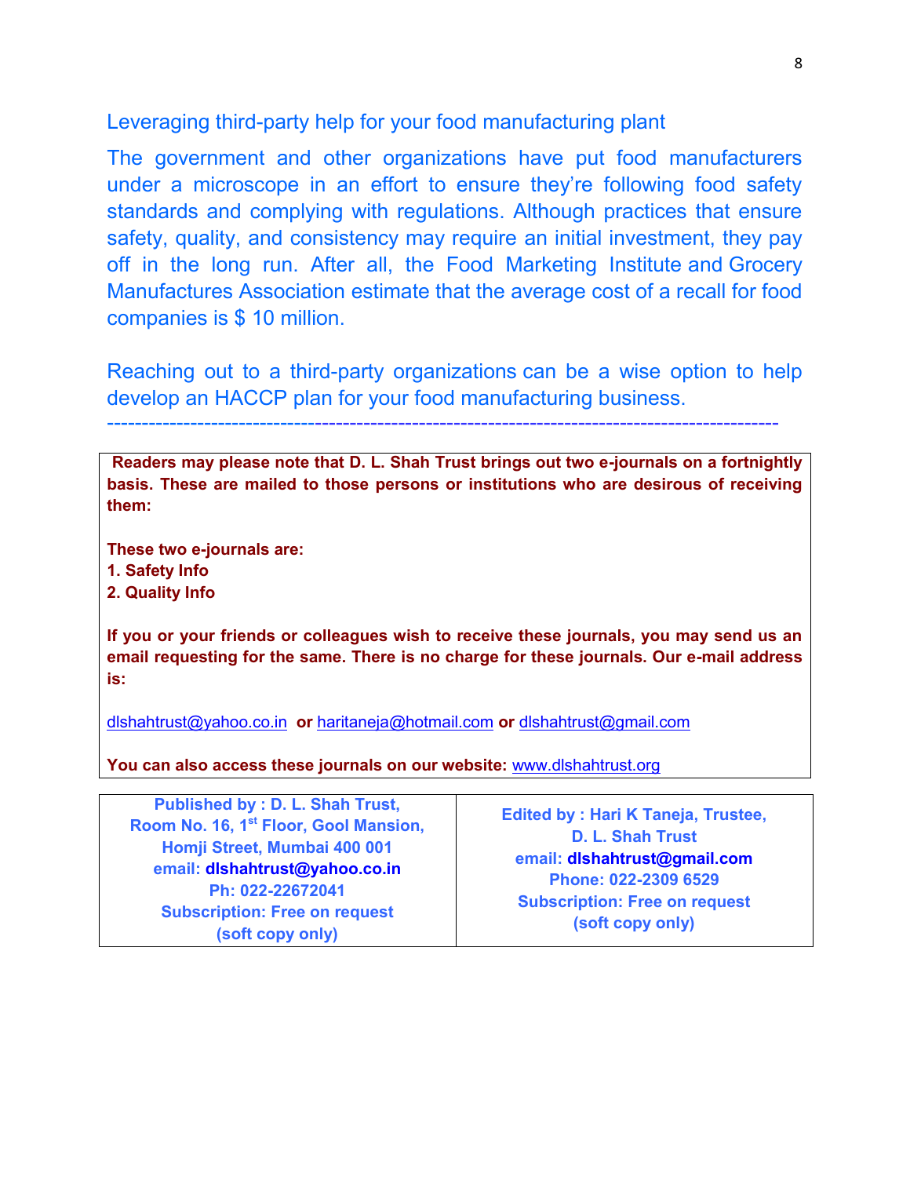## Leveraging third-party help for your food manufacturing plant

The government and other organizations have put food manufacturers under a microscope in an effort to ensure they're following food safety standards and complying with regulations. Although practices that ensure safety, quality, and consistency may require an initial investment, they pay off in the long run. After all, the Food Marketing Institute and Grocery Manufactures Association estimate that the average cost of a recall for food companies is $ 10 million.

Reaching out to a third-party organizations can be a wise option to help develop an HACCP plan for your food manufacturing business.

---

**Readers may please note that D. L. Shah Trust brings out two e-journals on a fortnightly basis. These are mailed to those persons or institutions who are desirous of receiving them:**

**These two e-journals are:**

**1. Safety Info**

**2. Quality Info**

**If you or your friends or colleagues wish to receive these journals, you may send us an email requesting for the same. There is no charge for these journals. Our e-mail address is:**

dlshahtrust@yahoo.co.in **or** haritaneja@hotmail.com **or** dlshahtrust@gmail.com

**You can also access these journals on our website:** www.dlshahtrust.org

| | |
|---|---|
| **Published by : D. L. Shah Trust, Room No. 16, 1st Floor, Gool Mansion, Homji Street, Mumbai 400 001 email: dlshahtrust@yahoo.co.in Ph: 022-22672041 Subscription: Free on request (soft copy only)** | **Edited by : Hari K Taneja, Trustee, D. L. Shah Trust email: dlshahtrust@gmail.com Phone: 022-2309 6529 Subscription: Free on request (soft copy only)** |